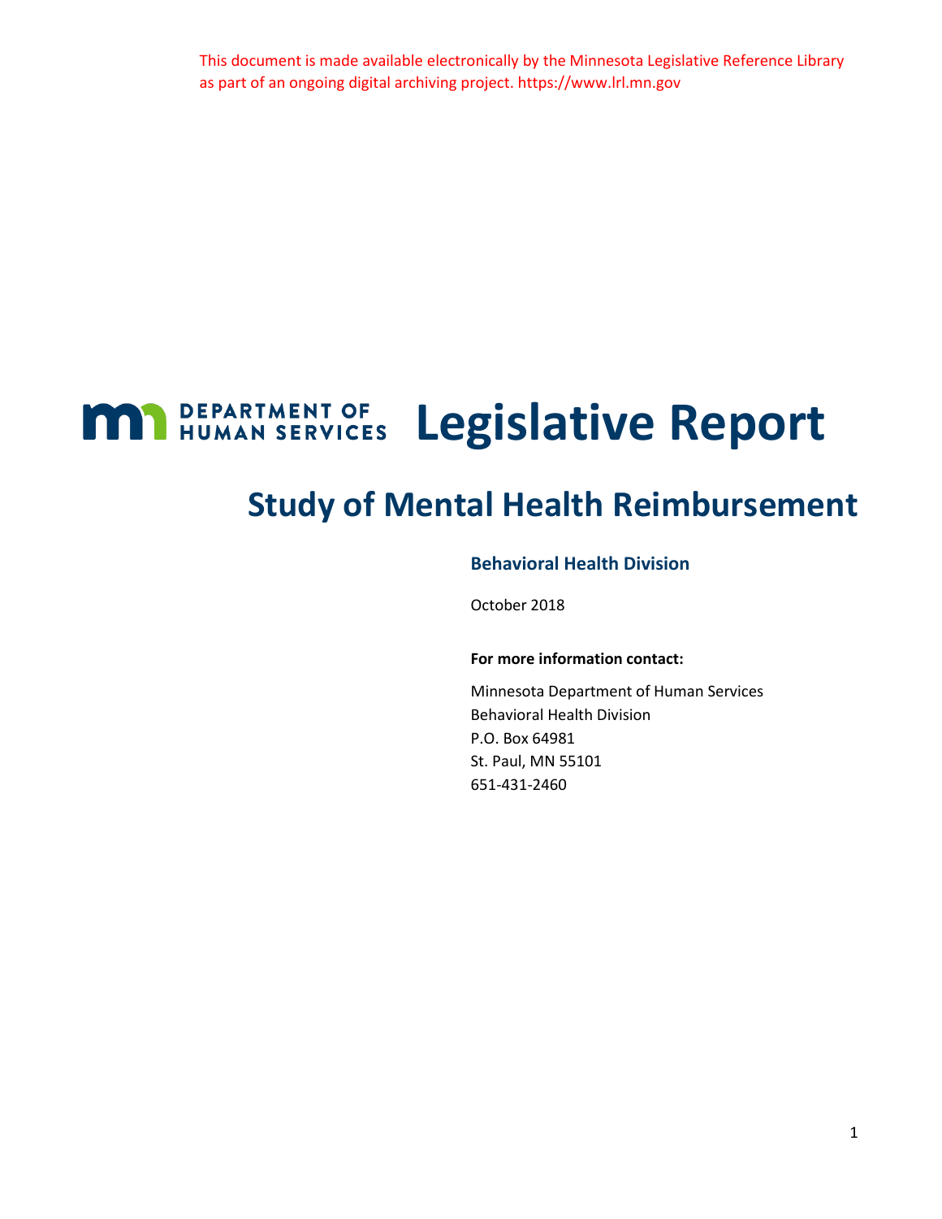This document is made available electronically by the Minnesota Legislative Reference Library as part of an ongoing digital archiving project. https://www.lrl.mn.gov

DEPARTMENT OF HUMAN SERVICES

# Legislative Report

## Study of Mental Health Reimbursement

### Behavioral Health Division

October 2018

**For more information contact:**

Minnesota Department of Human Services
Behavioral Health Division
P.O. Box 64981
St. Paul, MN 55101
651-431-2460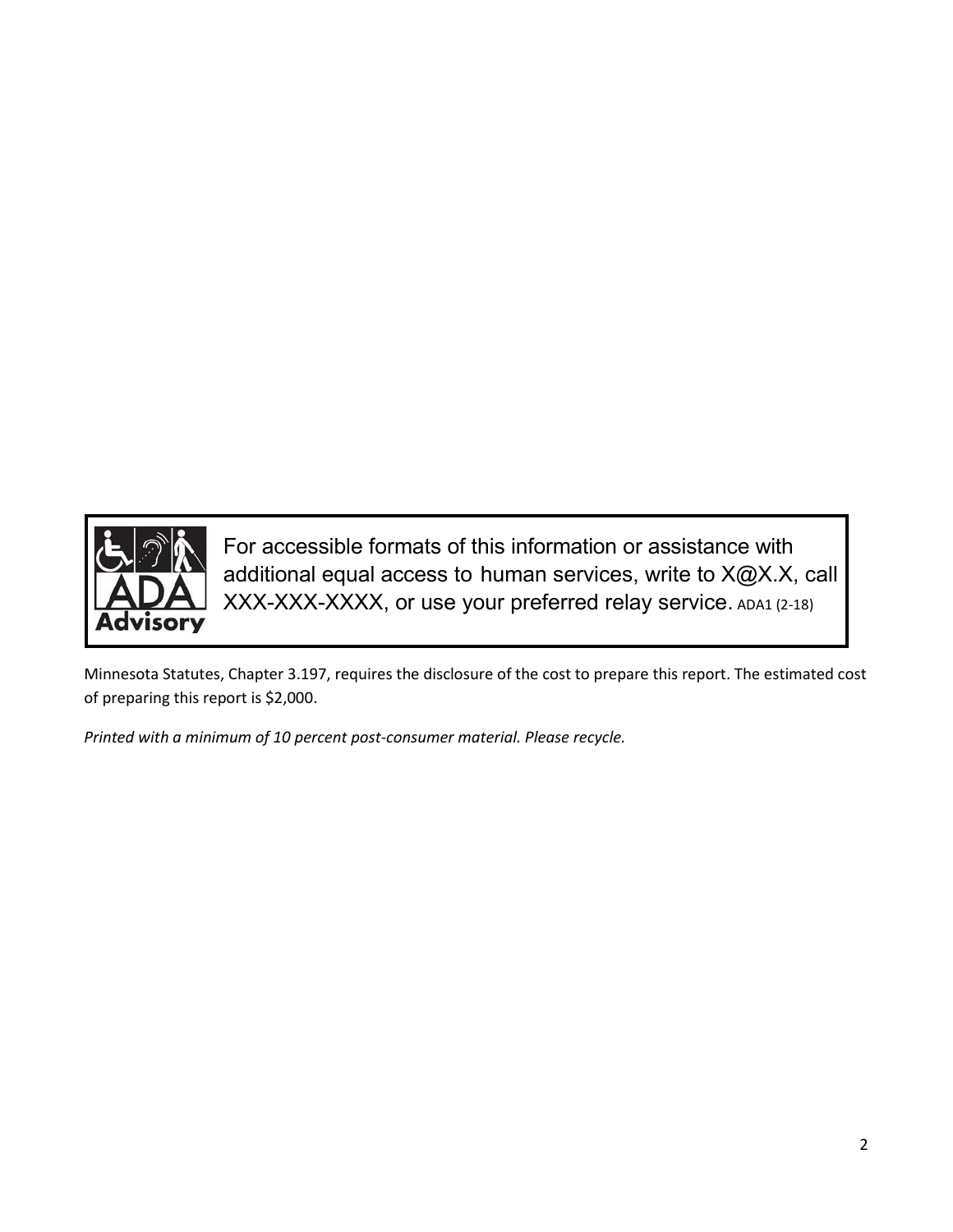For accessible formats of this information or assistance with additional equal access to human services, write to X@X.X, call XXX-XXX-XXXX, or use your preferred relay service. ADA1 (2-18)

Minnesota Statutes, Chapter 3.197, requires the disclosure of the cost to prepare this report. The estimated cost of preparing this report is $2,000.

*Printed with a minimum of 10 percent post-consumer material. Please recycle.*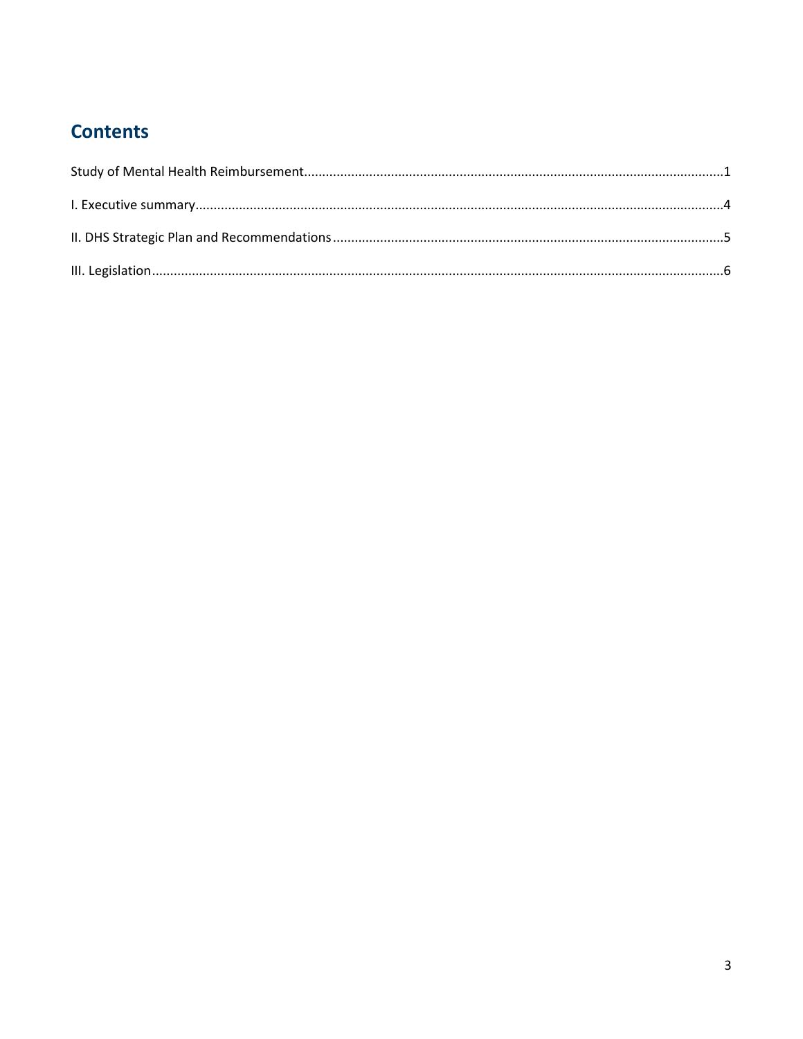## Contents

Study of Mental Health Reimbursement....................1

I. Executive summary....................4

II. DHS Strategic Plan and Recommendations....................5

III. Legislation....................6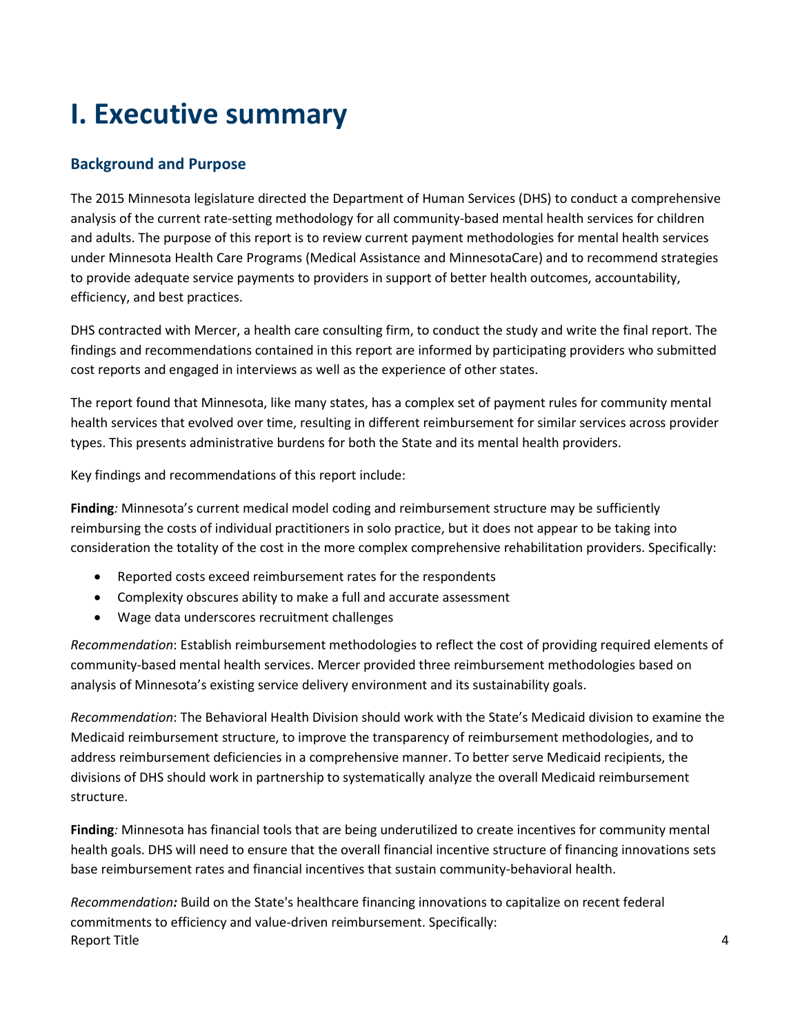# I. Executive summary

## Background and Purpose

The 2015 Minnesota legislature directed the Department of Human Services (DHS) to conduct a comprehensive analysis of the current rate-setting methodology for all community-based mental health services for children and adults. The purpose of this report is to review current payment methodologies for mental health services under Minnesota Health Care Programs (Medical Assistance and MinnesotaCare) and to recommend strategies to provide adequate service payments to providers in support of better health outcomes, accountability, efficiency, and best practices.

DHS contracted with Mercer, a health care consulting firm, to conduct the study and write the final report. The findings and recommendations contained in this report are informed by participating providers who submitted cost reports and engaged in interviews as well as the experience of other states.

The report found that Minnesota, like many states, has a complex set of payment rules for community mental health services that evolved over time, resulting in different reimbursement for similar services across provider types. This presents administrative burdens for both the State and its mental health providers.

Key findings and recommendations of this report include:

**Finding***:* Minnesota's current medical model coding and reimbursement structure may be sufficiently reimbursing the costs of individual practitioners in solo practice, but it does not appear to be taking into consideration the totality of the cost in the more complex comprehensive rehabilitation providers. Specifically:

- Reported costs exceed reimbursement rates for the respondents
- Complexity obscures ability to make a full and accurate assessment
- Wage data underscores recruitment challenges

*Recommendation*: Establish reimbursement methodologies to reflect the cost of providing required elements of community-based mental health services. Mercer provided three reimbursement methodologies based on analysis of Minnesota's existing service delivery environment and its sustainability goals.

*Recommendation*: The Behavioral Health Division should work with the State's Medicaid division to examine the Medicaid reimbursement structure, to improve the transparency of reimbursement methodologies, and to address reimbursement deficiencies in a comprehensive manner. To better serve Medicaid recipients, the divisions of DHS should work in partnership to systematically analyze the overall Medicaid reimbursement structure.

**Finding***:* Minnesota has financial tools that are being underutilized to create incentives for community mental health goals. DHS will need to ensure that the overall financial incentive structure of financing innovations sets base reimbursement rates and financial incentives that sustain community-behavioral health.

*Recommendation:* Build on the State's healthcare financing innovations to capitalize on recent federal commitments to efficiency and value-driven reimbursement. Specifically: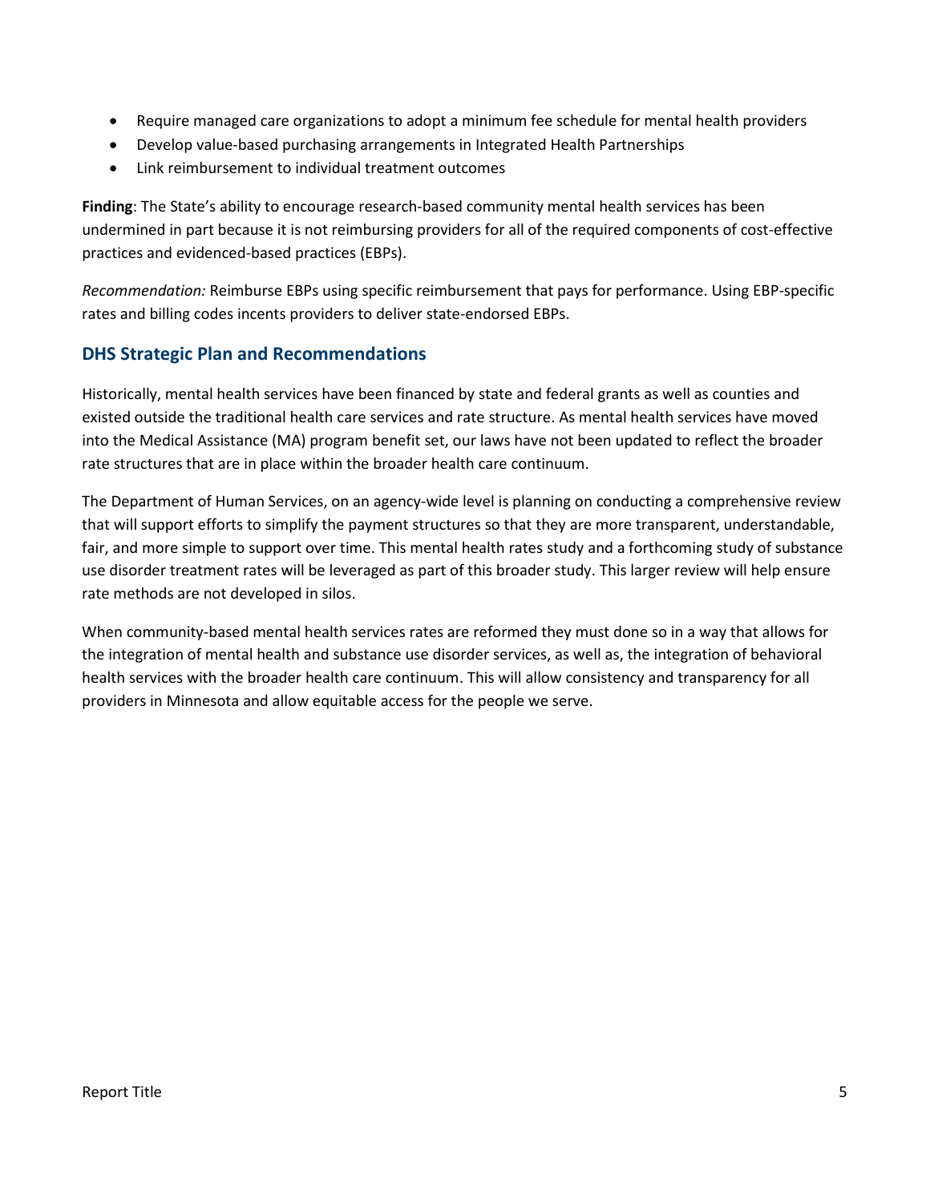- Require managed care organizations to adopt a minimum fee schedule for mental health providers
- Develop value-based purchasing arrangements in Integrated Health Partnerships
- Link reimbursement to individual treatment outcomes

**Finding**: The State's ability to encourage research-based community mental health services has been undermined in part because it is not reimbursing providers for all of the required components of cost-effective practices and evidenced-based practices (EBPs).

*Recommendation:* Reimburse EBPs using specific reimbursement that pays for performance. Using EBP-specific rates and billing codes incents providers to deliver state-endorsed EBPs.

## DHS Strategic Plan and Recommendations

Historically, mental health services have been financed by state and federal grants as well as counties and existed outside the traditional health care services and rate structure. As mental health services have moved into the Medical Assistance (MA) program benefit set, our laws have not been updated to reflect the broader rate structures that are in place within the broader health care continuum.

The Department of Human Services, on an agency-wide level is planning on conducting a comprehensive review that will support efforts to simplify the payment structures so that they are more transparent, understandable, fair, and more simple to support over time. This mental health rates study and a forthcoming study of substance use disorder treatment rates will be leveraged as part of this broader study. This larger review will help ensure rate methods are not developed in silos.

When community-based mental health services rates are reformed they must done so in a way that allows for the integration of mental health and substance use disorder services, as well as, the integration of behavioral health services with the broader health care continuum. This will allow consistency and transparency for all providers in Minnesota and allow equitable access for the people we serve.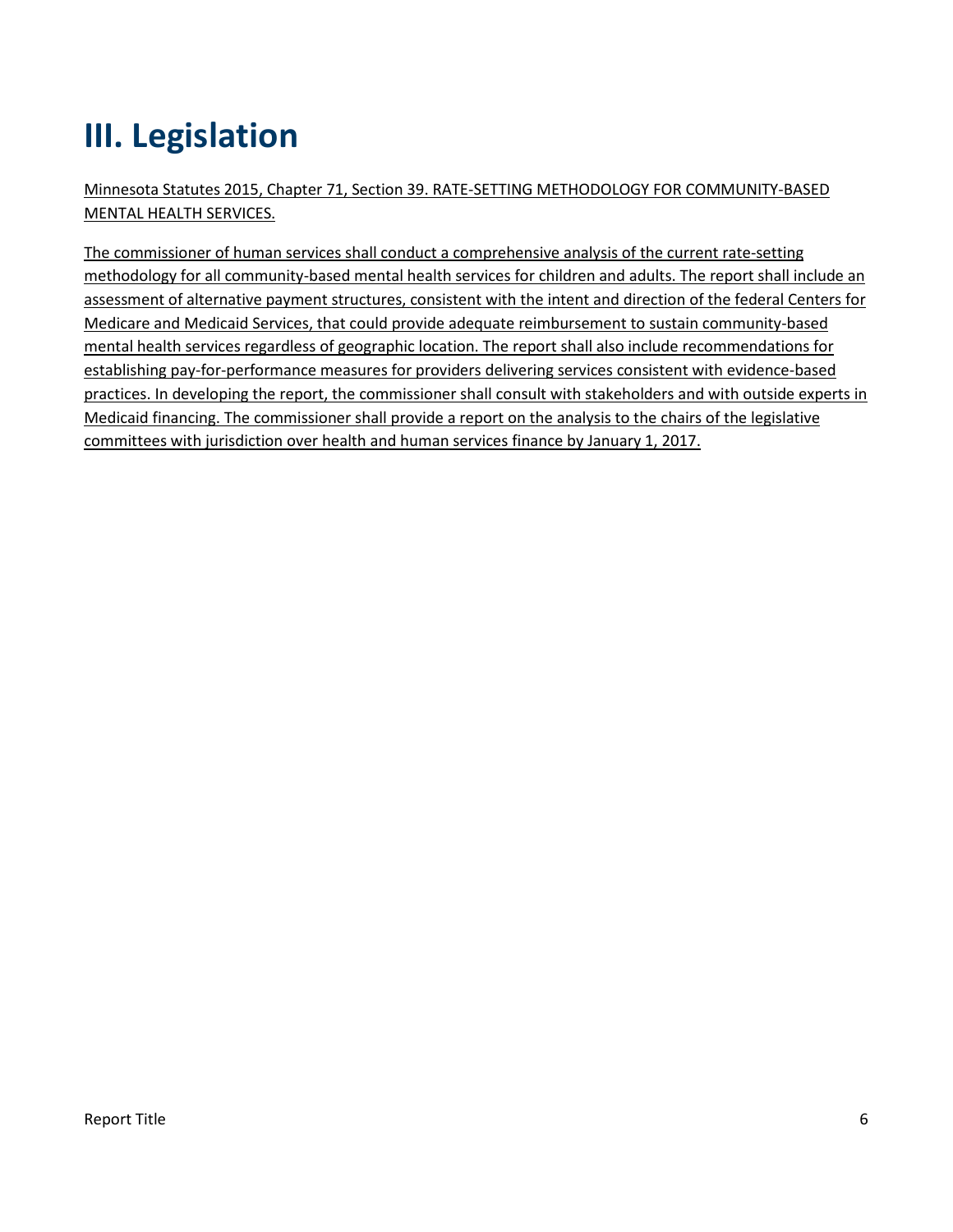# III. Legislation

Minnesota Statutes 2015, Chapter 71, Section 39. RATE-SETTING METHODOLOGY FOR COMMUNITY-BASED MENTAL HEALTH SERVICES.

The commissioner of human services shall conduct a comprehensive analysis of the current rate-setting methodology for all community-based mental health services for children and adults. The report shall include an assessment of alternative payment structures, consistent with the intent and direction of the federal Centers for Medicare and Medicaid Services, that could provide adequate reimbursement to sustain community-based mental health services regardless of geographic location. The report shall also include recommendations for establishing pay-for-performance measures for providers delivering services consistent with evidence-based practices. In developing the report, the commissioner shall consult with stakeholders and with outside experts in Medicaid financing. The commissioner shall provide a report on the analysis to the chairs of the legislative committees with jurisdiction over health and human services finance by January 1, 2017.